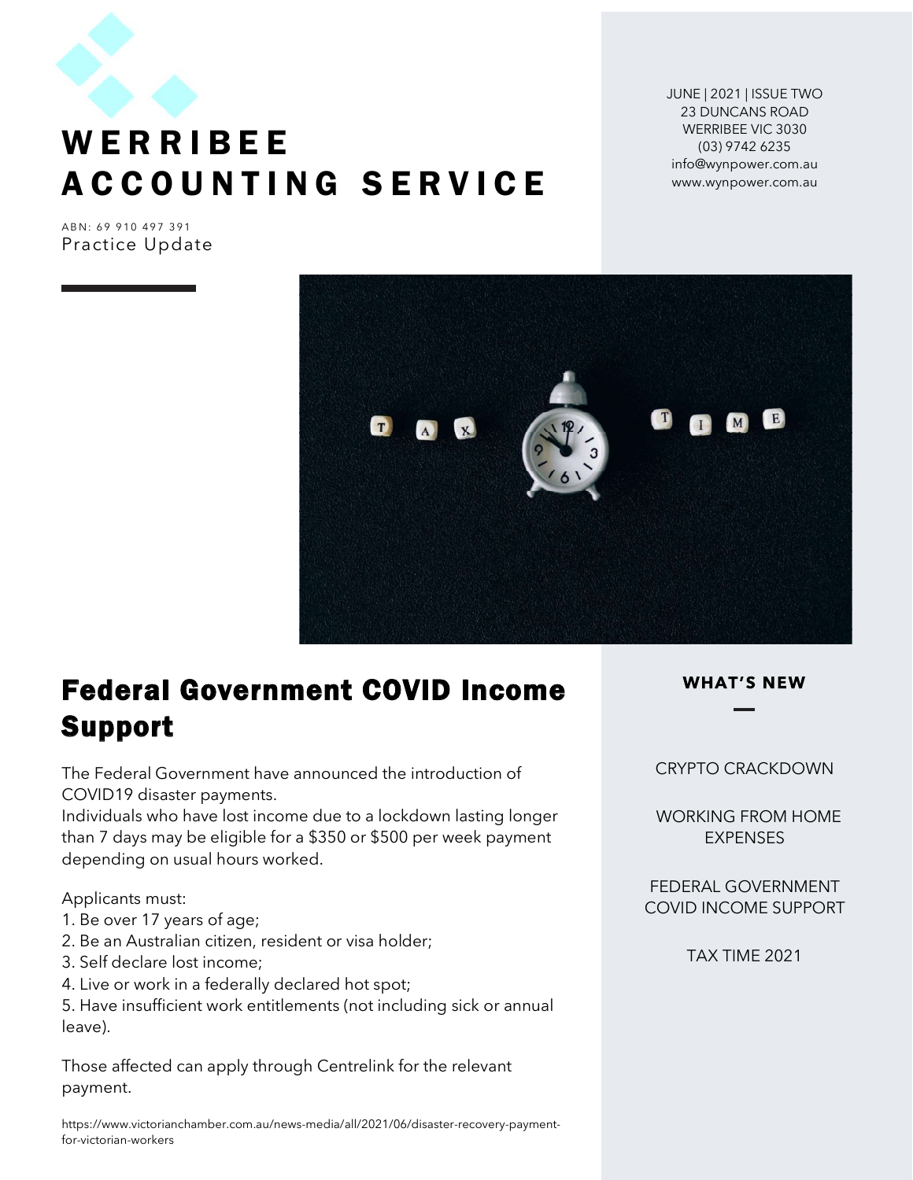# WERRIBEE ACCOUNTING SERVICE

ABN: 69 910 497 391

Practice Update

JUNE | 2021 | ISSUE TWO
23 DUNCANS ROAD
WERRIBEE VIC 3030
(03) 9742 6235
info@wynpower.com.au
www.wynpower.com.au

## Federal Government COVID Income Support

The Federal Government have announced the introduction of COVID19 disaster payments.
Individuals who have lost income due to a lockdown lasting longer than 7 days may be eligible for a $350 or $500 per week payment depending on usual hours worked.

Applicants must:
1. Be over 17 years of age;
2. Be an Australian citizen, resident or visa holder;
3. Self declare lost income;
4. Live or work in a federally declared hot spot;
5. Have insufficient work entitlements (not including sick or annual leave).

Those affected can apply through Centrelink for the relevant payment.

https://www.victorianchamber.com.au/news-media/all/2021/06/disaster-recovery-payment-for-victorian-workers

### WHAT'S NEW

CRYPTO CRACKDOWN

WORKING FROM HOME EXPENSES

FEDERAL GOVERNMENT COVID INCOME SUPPORT

TAX TIME 2021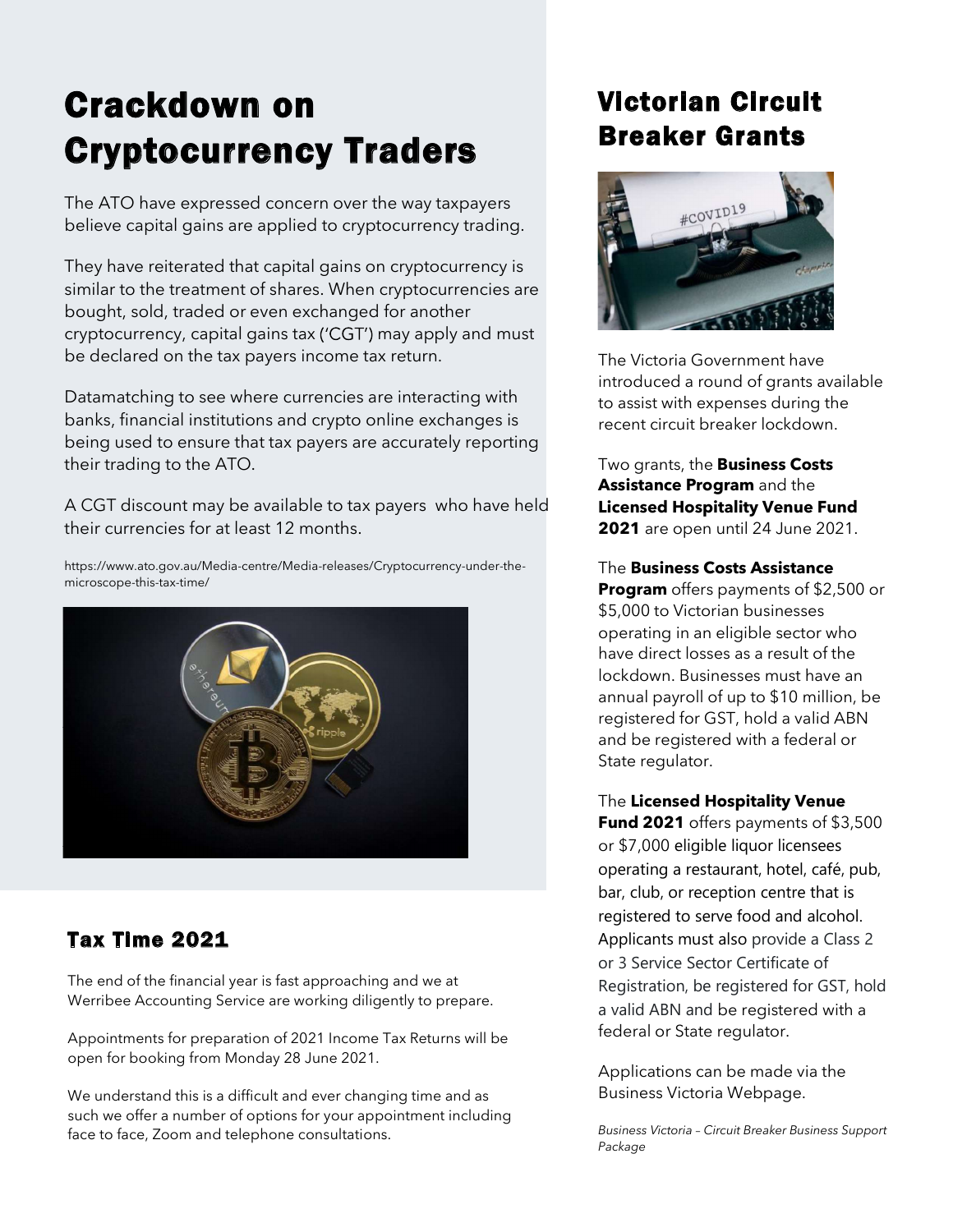# Crackdown on Cryptocurrency Traders

The ATO have expressed concern over the way taxpayers believe capital gains are applied to cryptocurrency trading.

They have reiterated that capital gains on cryptocurrency is similar to the treatment of shares. When cryptocurrencies are bought, sold, traded or even exchanged for another cryptocurrency, capital gains tax ('CGT') may apply and must be declared on the tax payers income tax return.

Datamatching to see where currencies are interacting with banks, financial institutions and crypto online exchanges is being used to ensure that tax payers are accurately reporting their trading to the ATO.

A CGT discount may be available to tax payers who have held their currencies for at least 12 months.

https://www.ato.gov.au/Media-centre/Media-releases/Cryptocurrency-under-the-microscope-this-tax-time/

## Tax Time 2021

The end of the financial year is fast approaching and we at Werribee Accounting Service are working diligently to prepare.

Appointments for preparation of 2021 Income Tax Returns will be open for booking from Monday 28 June 2021.

We understand this is a difficult and ever changing time and as such we offer a number of options for your appointment including face to face, Zoom and telephone consultations.

# Victorian Circuit Breaker Grants

The Victoria Government have introduced a round of grants available to assist with expenses during the recent circuit breaker lockdown.

Two grants, the **Business Costs Assistance Program** and the **Licensed Hospitality Venue Fund 2021** are open until 24 June 2021.

The **Business Costs Assistance Program** offers payments of $2,500 or $5,000 to Victorian businesses operating in an eligible sector who have direct losses as a result of the lockdown. Businesses must have an annual payroll of up to $10 million, be registered for GST, hold a valid ABN and be registered with a federal or State regulator.

The **Licensed Hospitality Venue Fund 2021** offers payments of $3,500 or $7,000 eligible liquor licensees operating a restaurant, hotel, café, pub, bar, club, or reception centre that is registered to serve food and alcohol. Applicants must also provide a Class 2 or 3 Service Sector Certificate of Registration, be registered for GST, hold a valid ABN and be registered with a federal or State regulator.

Applications can be made via the Business Victoria Webpage.

*Business Victoria – Circuit Breaker Business Support Package*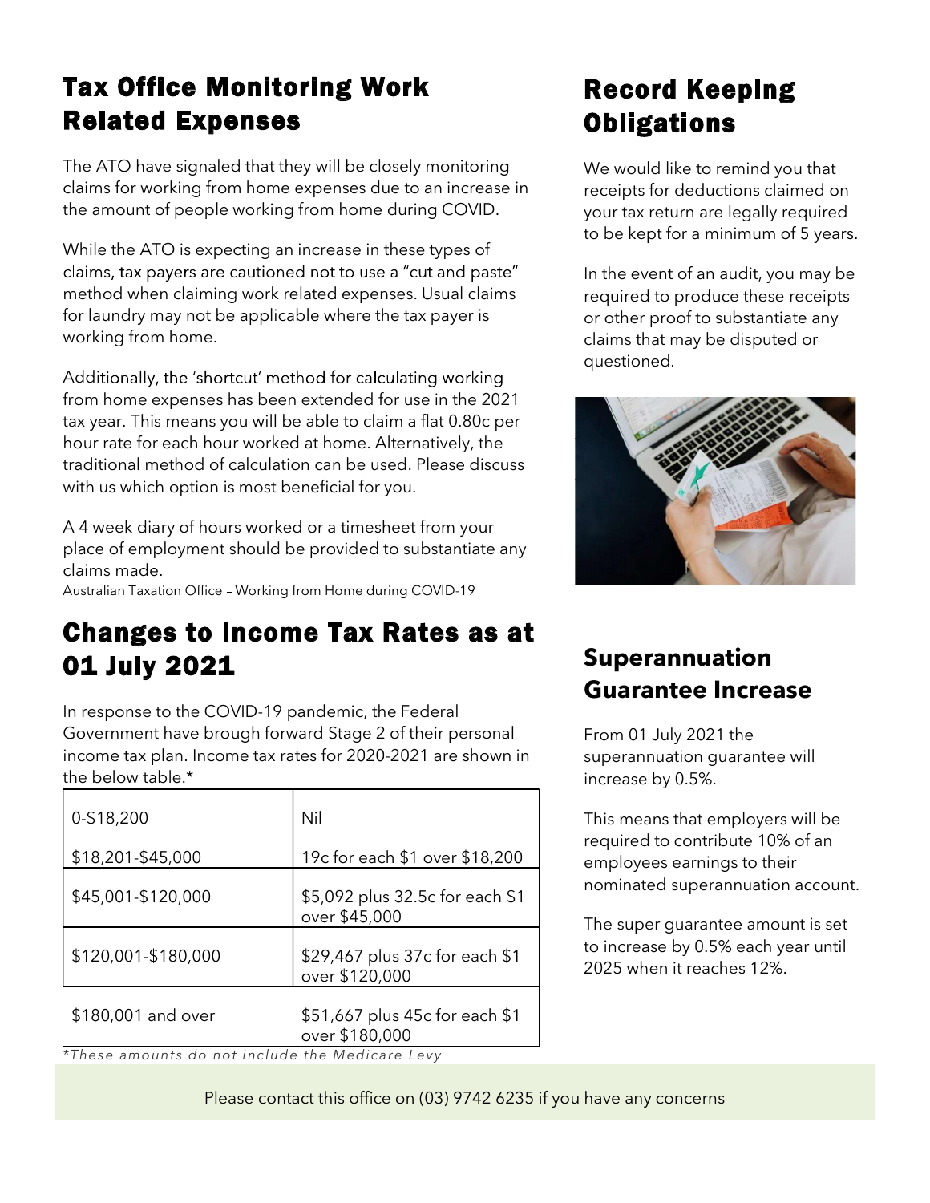# Tax Office Monitoring Work Related Expenses

The ATO have signaled that they will be closely monitoring claims for working from home expenses due to an increase in the amount of people working from home during COVID.

While the ATO is expecting an increase in these types of claims, tax payers are cautioned not to use a "cut and paste" method when claiming work related expenses. Usual claims for laundry may not be applicable where the tax payer is working from home.

Additionally, the 'shortcut' method for calculating working from home expenses has been extended for use in the 2021 tax year. This means you will be able to claim a flat 0.80c per hour rate for each hour worked at home. Alternatively, the traditional method of calculation can be used. Please discuss with us which option is most beneficial for you.

A 4 week diary of hours worked or a timesheet from your place of employment should be provided to substantiate any claims made.

Australian Taxation Office – Working from Home during COVID-19

# Changes to Income Tax Rates as at 01 July 2021

In response to the COVID-19 pandemic, the Federal Government have brough forward Stage 2 of their personal income tax plan. Income tax rates for 2020-2021 are shown in the below table.*

| | |
|---|---|
| 0-$18,200 | Nil |
| $18,201-$45,000 | 19c for each $1 over $18,200 |
| $45,001-$120,000 | $5,092 plus 32.5c for each $1 over $45,000 |
| $120,001-$180,000 | $29,467 plus 37c for each $1 over $120,000 |
| $180,001 and over | $51,667 plus 45c for each $1 over $180,000 |

*These amounts do not include the Medicare Levy*

# Record Keeping Obligations

We would like to remind you that receipts for deductions claimed on your tax return are legally required to be kept for a minimum of 5 years.

In the event of an audit, you may be required to produce these receipts or other proof to substantiate any claims that may be disputed or questioned.

# Superannuation Guarantee Increase

From 01 July 2021 the superannuation guarantee will increase by 0.5%.

This means that employers will be required to contribute 10% of an employees earnings to their nominated superannuation account.

The super guarantee amount is set to increase by 0.5% each year until 2025 when it reaches 12%.

Please contact this office on (03) 9742 6235 if you have any concerns